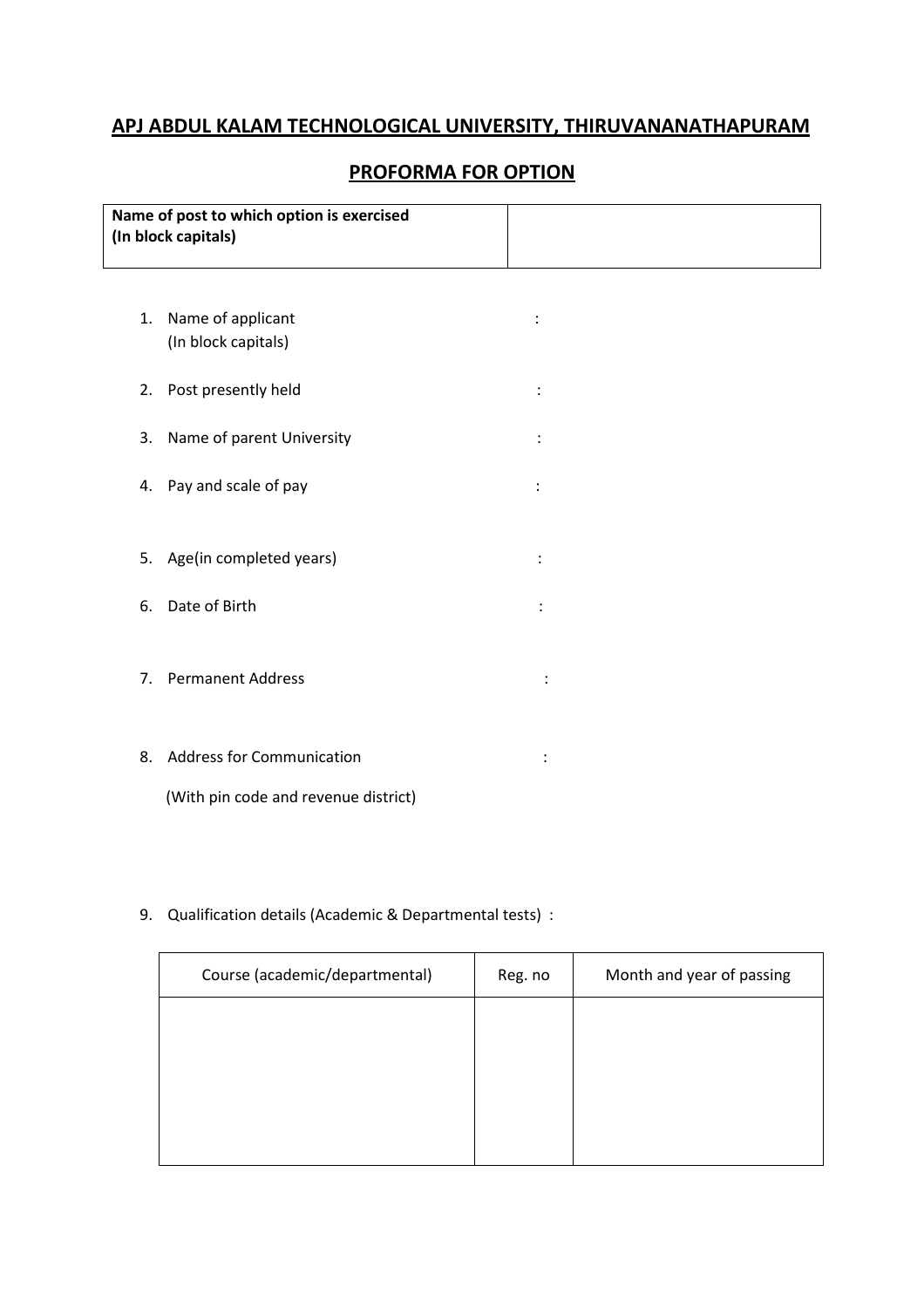# APJ ABDUL KALAM TECHNOLOGICAL UNIVERSITY, THIRUVANANTHAPURAM

## PROFORMA FOR OPTION

| **Name of post to which option is exercised (In block capitals)** | |
|---|---|

1. Name of applicant (In block capitals) :
2. Post presently held :
3. Name of parent University :
4. Pay and scale of pay :
5. Age(in completed years) :
6. Date of Birth :
7. Permanent Address :
8. Address for Communication :
   (With pin code and revenue district)
9. Qualification details (Academic & Departmental tests) :

| Course (academic/departmental) | Reg. no | Month and year of passing |
|---|---|---|
| | | |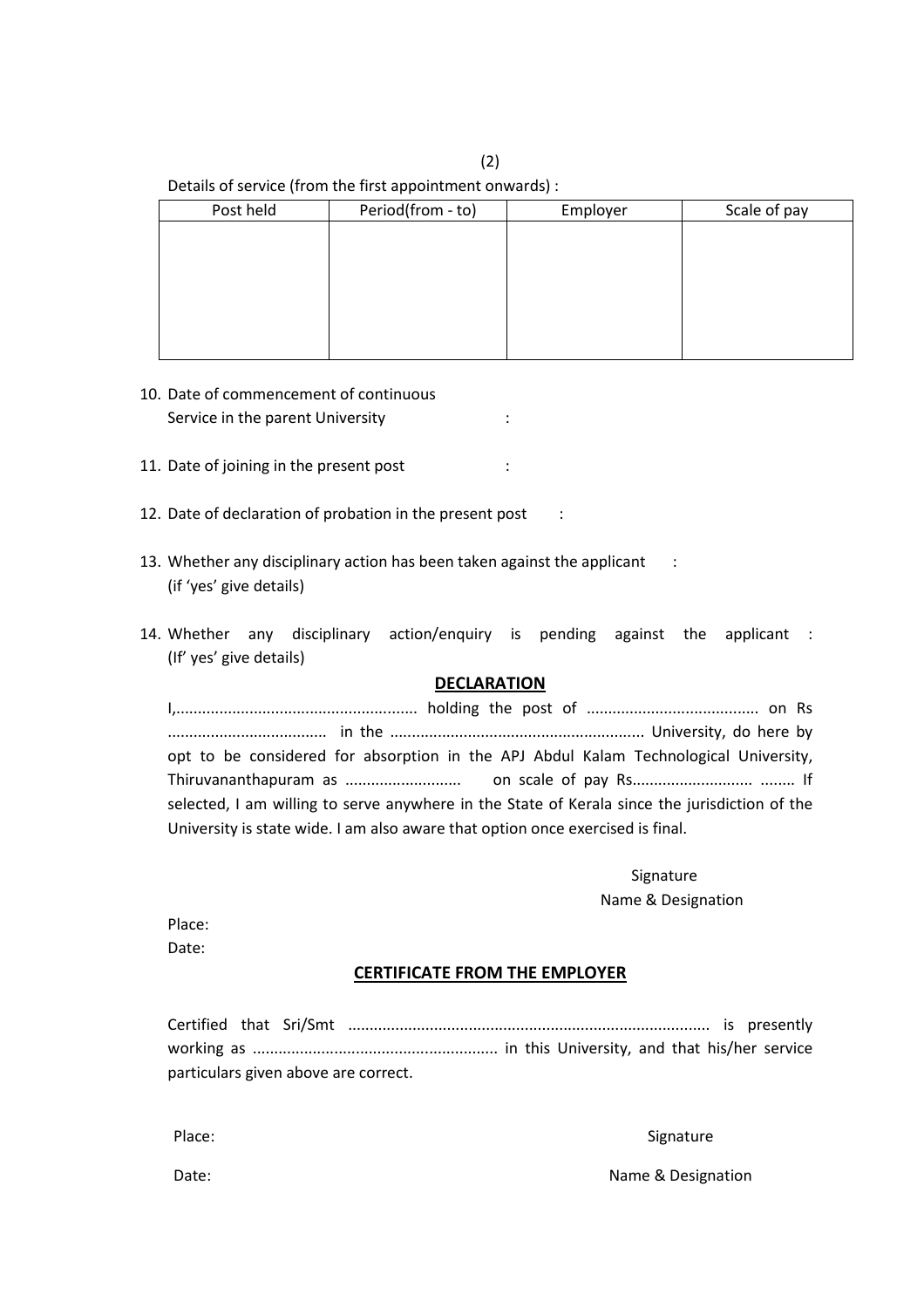Details of service (from the first appointment onwards) :

| Post held | Period(from - to) | Employer | Scale of pay |
|---|---|---|---|
| | | | |

10. Date of commencement of continuous Service in the parent University :

11. Date of joining in the present post :

12. Date of declaration of probation in the present post :

13. Whether any disciplinary action has been taken against the applicant : (if 'yes' give details)

14. Whether any disciplinary action/enquiry is pending against the applicant : (If' yes' give details)

**DECLARATION**

I,........................................................ holding the post of ........................................ on Rs .................................... in the .......................................................... University, do here by opt to be considered for absorption in the APJ Abdul Kalam Technological University, Thiruvananthapuram as .......................... on scale of pay Rs........................... ........ If selected, I am willing to serve anywhere in the State of Kerala since the jurisdiction of the University is state wide. I am also aware that option once exercised is final.

Signature

Name & Designation

Place:

Date:

**CERTIFICATE FROM THE EMPLOYER**

Certified that Sri/Smt ................................................................................... is presently working as ........................................................ in this University, and that his/her service particulars given above are correct.

Place: Signature

Date: Name & Designation